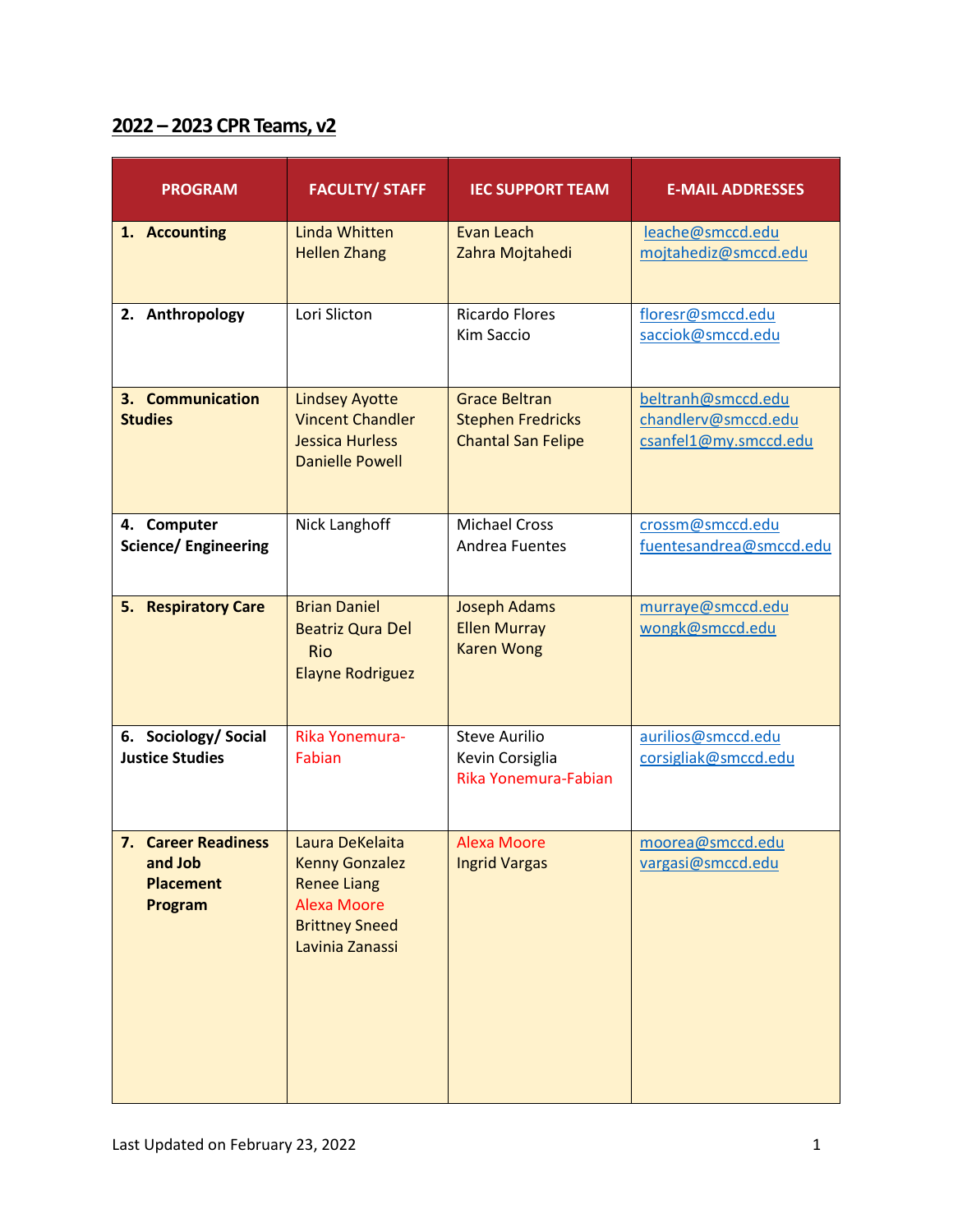## 2022 – 2023 CPR Teams, v2

| PROGRAM | FACULTY/ STAFF | IEC SUPPORT TEAM | E-MAIL ADDRESSES |
|---|---|---|---|
| **1. Accounting** | Linda Whitten<br>Hellen Zhang | Evan Leach<br>Zahra Mojtahedi | leache@smccd.edu<br>mojtahediz@smccd.edu |
| **2. Anthropology** | Lori Slicton | Ricardo Flores<br>Kim Saccio | floresr@smccd.edu<br>sacciok@smccd.edu |
| **3. Communication Studies** | Lindsey Ayotte<br>Vincent Chandler<br>Jessica Hurless<br>Danielle Powell | Grace Beltran<br>Stephen Fredricks<br>Chantal San Felipe | beltranh@smccd.edu<br>chandlerv@smccd.edu<br>csanfel1@my.smccd.edu |
| **4. Computer Science/ Engineering** | Nick Langhoff | Michael Cross<br>Andrea Fuentes | crossm@smccd.edu<br>fuentesandrea@smccd.edu |
| **5. Respiratory Care** | Brian Daniel<br>Beatriz Qura Del Rio<br>Elayne Rodriguez | Joseph Adams<br>Ellen Murray<br>Karen Wong | murraye@smccd.edu<br>wongk@smccd.edu |
| **6. Sociology/ Social Justice Studies** | Rika Yonemura-Fabian | Steve Aurilio<br>Kevin Corsiglia<br>Rika Yonemura-Fabian | aurilios@smccd.edu<br>corsigliak@smccd.edu |
| **7. Career Readiness and Job Placement Program** | Laura DeKelaita<br>Kenny Gonzalez<br>Renee Liang<br>Alexa Moore<br>Brittney Sneed<br>Lavinia Zanassi | Alexa Moore<br>Ingrid Vargas | moorea@smccd.edu<br>vargasi@smccd.edu |

Last Updated on February 23, 2022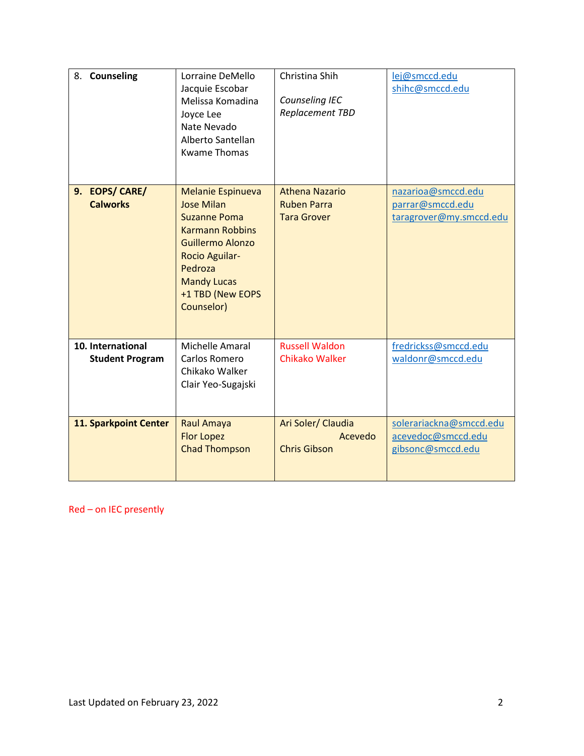| | | | |
|---|---|---|---|
| 8. **Counseling** | Lorraine DeMello<br>Jacquie Escobar<br>Melissa Komadina<br>Joyce Lee<br>Nate Nevado<br>Alberto Santellan<br>Kwame Thomas | Christina Shih<br><br>*Counseling IEC Replacement TBD* | lej@smccd.edu<br>shihc@smccd.edu |
| 9. **EOPS/ CARE/ Calworks** | Melanie Espinueva<br>Jose Milan<br>Suzanne Poma<br>Karmann Robbins<br>Guillermo Alonzo<br>Rocio Aguilar-Pedroza<br>Mandy Lucas<br>+1 TBD (New EOPS Counselor) | Athena Nazario<br>Ruben Parra<br>Tara Grover | nazarioa@smccd.edu<br>parrar@smccd.edu<br>taragrover@my.smccd.edu |
| 10. **International Student Program** | Michelle Amaral<br>Carlos Romero<br>Chikako Walker<br>Clair Yeo-Sugajski | Russell Waldon<br>Chikako Walker | fredrickss@smccd.edu<br>waldonr@smccd.edu |
| 11. **Sparkpoint Center** | Raul Amaya<br>Flor Lopez<br>Chad Thompson | Ari Soler/ Claudia Acevedo<br>Chris Gibson | solerariackna@smccd.edu<br>acevedoc@smccd.edu<br>gibsonc@smccd.edu |

Red – on IEC presently

Last Updated on February 23, 2022